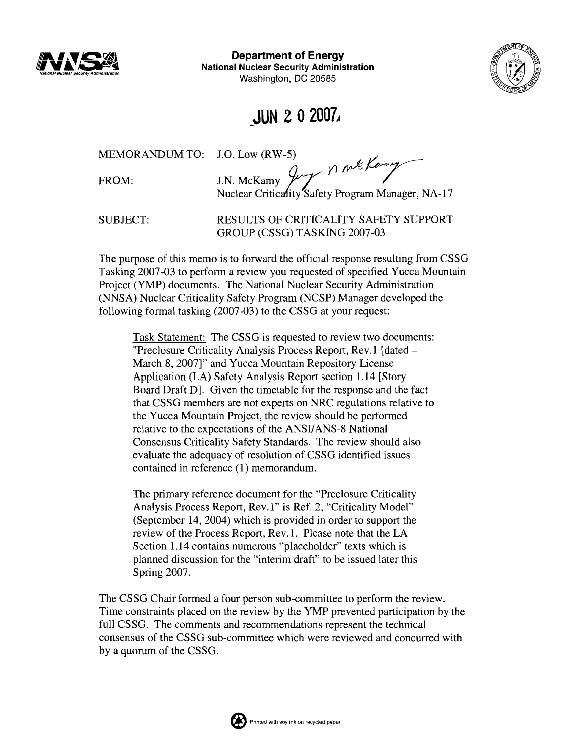**Department of Energy**
**National Nuclear Security Administration**
Washington, DC 20585

**JUN 2 0 2007**

MEMORANDUM TO: J.O. Low (RW-5)

FROM: J.N. McKamy
Nuclear Criticality Safety Program Manager, NA-17

SUBJECT: RESULTS OF CRITICALITY SAFETY SUPPORT GROUP (CSSG) TASKING 2007-03

The purpose of this memo is to forward the official response resulting from CSSG Tasking 2007-03 to perform a review you requested of specified Yucca Mountain Project (YMP) documents. The National Nuclear Security Administration (NNSA) Nuclear Criticality Safety Program (NCSP) Manager developed the following formal tasking (2007-03) to the CSSG at your request:

> Task Statement: The CSSG is requested to review two documents: "Preclosure Criticality Analysis Process Report, Rev.1 [dated – March 8, 2007]" and Yucca Mountain Repository License Application (LA) Safety Analysis Report section 1.14 [Story Board Draft D]. Given the timetable for the response and the fact that CSSG members are not experts on NRC regulations relative to the Yucca Mountain Project, the review should be performed relative to the expectations of the ANSI/ANS-8 National Consensus Criticality Safety Standards. The review should also evaluate the adequacy of resolution of CSSG identified issues contained in reference (1) memorandum.
>
> The primary reference document for the "Preclosure Criticality Analysis Process Report, Rev.1" is Ref. 2, "Criticality Model" (September 14, 2004) which is provided in order to support the review of the Process Report, Rev.1. Please note that the LA Section 1.14 contains numerous "placeholder" texts which is planned discussion for the "interim draft" to be issued later this Spring 2007.

The CSSG Chair formed a four person sub-committee to perform the review. Time constraints placed on the review by the YMP prevented participation by the full CSSG. The comments and recommendations represent the technical consensus of the CSSG sub-committee which were reviewed and concurred with by a quorum of the CSSG.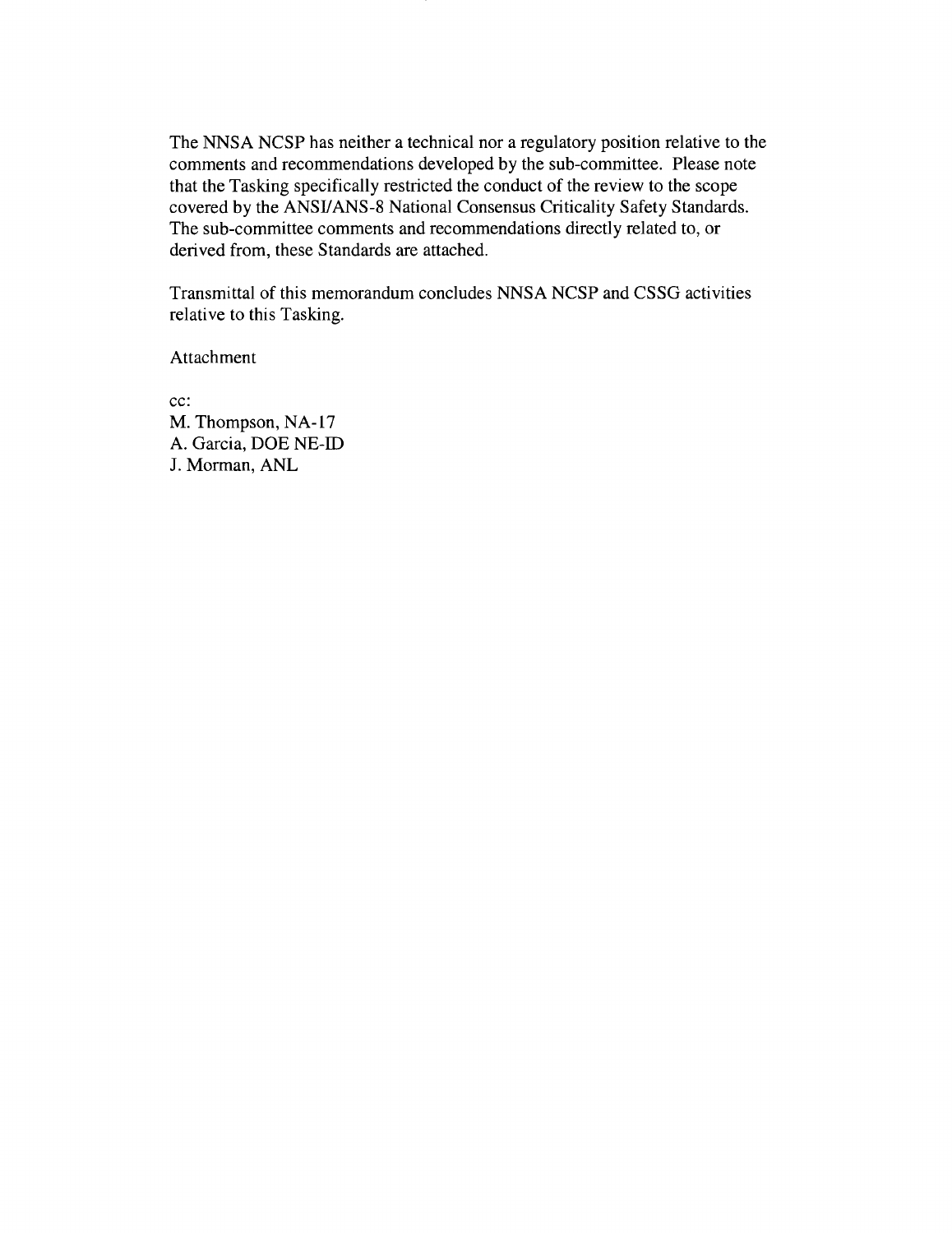The NNSA NCSP has neither a technical nor a regulatory position relative to the comments and recommendations developed by the sub-committee. Please note that the Tasking specifically restricted the conduct of the review to the scope covered by the ANSI/ANS-8 National Consensus Criticality Safety Standards. The sub-committee comments and recommendations directly related to, or derived from, these Standards are attached.

Transmittal of this memorandum concludes NNSA NCSP and CSSG activities relative to this Tasking.

Attachment

cc:
M. Thompson, NA-17
A. Garcia, DOE NE-ID
J. Morman, ANL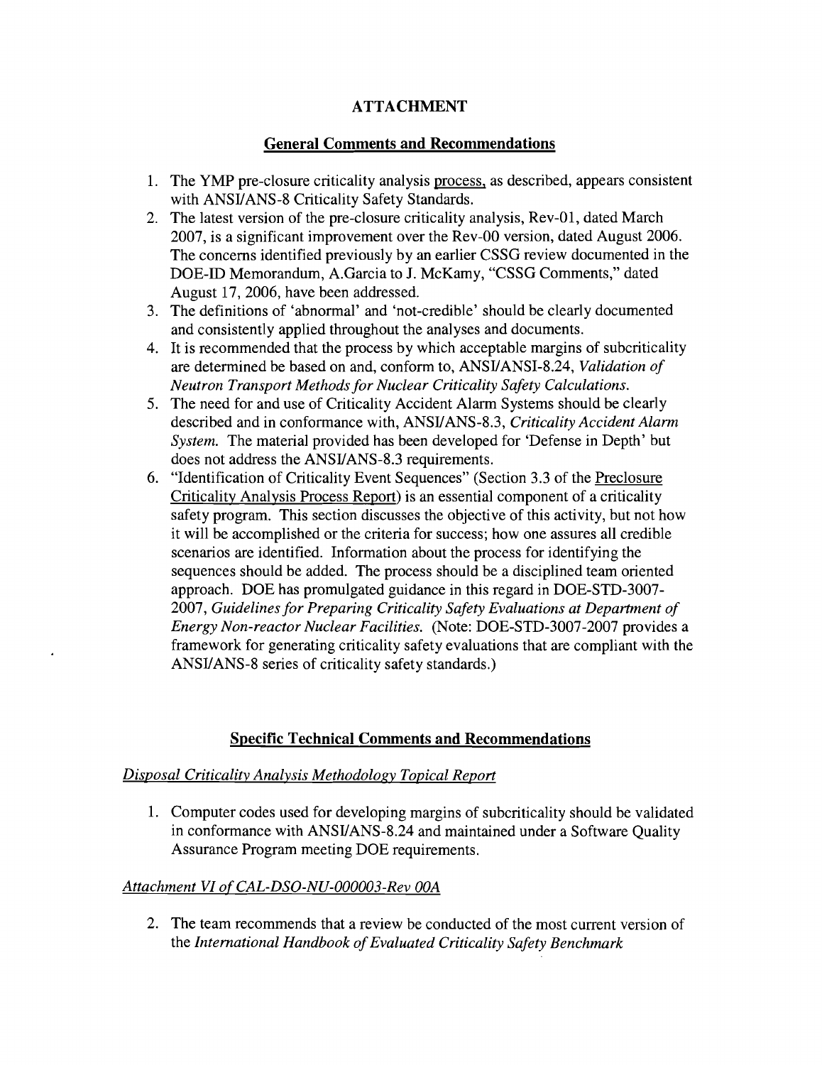# ATTACHMENT

## General Comments and Recommendations

1. The YMP pre-closure criticality analysis process, as described, appears consistent with ANSI/ANS-8 Criticality Safety Standards.
2. The latest version of the pre-closure criticality analysis, Rev-01, dated March 2007, is a significant improvement over the Rev-00 version, dated August 2006. The concerns identified previously by an earlier CSSG review documented in the DOE-ID Memorandum, A.Garcia to J. McKamy, "CSSG Comments," dated August 17, 2006, have been addressed.
3. The definitions of 'abnormal' and 'not-credible' should be clearly documented and consistently applied throughout the analyses and documents.
4. It is recommended that the process by which acceptable margins of subcriticality are determined be based on and, conform to, ANSI/ANSI-8.24, *Validation of Neutron Transport Methods for Nuclear Criticality Safety Calculations*.
5. The need for and use of Criticality Accident Alarm Systems should be clearly described and in conformance with, ANSI/ANS-8.3, *Criticality Accident Alarm System*. The material provided has been developed for 'Defense in Depth' but does not address the ANSI/ANS-8.3 requirements.
6. "Identification of Criticality Event Sequences" (Section 3.3 of the Preclosure Criticality Analysis Process Report) is an essential component of a criticality safety program. This section discusses the objective of this activity, but not how it will be accomplished or the criteria for success; how one assures all credible scenarios are identified. Information about the process for identifying the sequences should be added. The process should be a disciplined team oriented approach. DOE has promulgated guidance in this regard in DOE-STD-3007-2007, *Guidelines for Preparing Criticality Safety Evaluations at Department of Energy Non-reactor Nuclear Facilities*. (Note: DOE-STD-3007-2007 provides a framework for generating criticality safety evaluations that are compliant with the ANSI/ANS-8 series of criticality safety standards.)

## Specific Technical Comments and Recommendations

### *Disposal Criticality Analysis Methodology Topical Report*

1. Computer codes used for developing margins of subcriticality should be validated in conformance with ANSI/ANS-8.24 and maintained under a Software Quality Assurance Program meeting DOE requirements.

### *Attachment VI of CAL-DSO-NU-000003-Rev 00A*

2. The team recommends that a review be conducted of the most current version of the *International Handbook of Evaluated Criticality Safety Benchmark*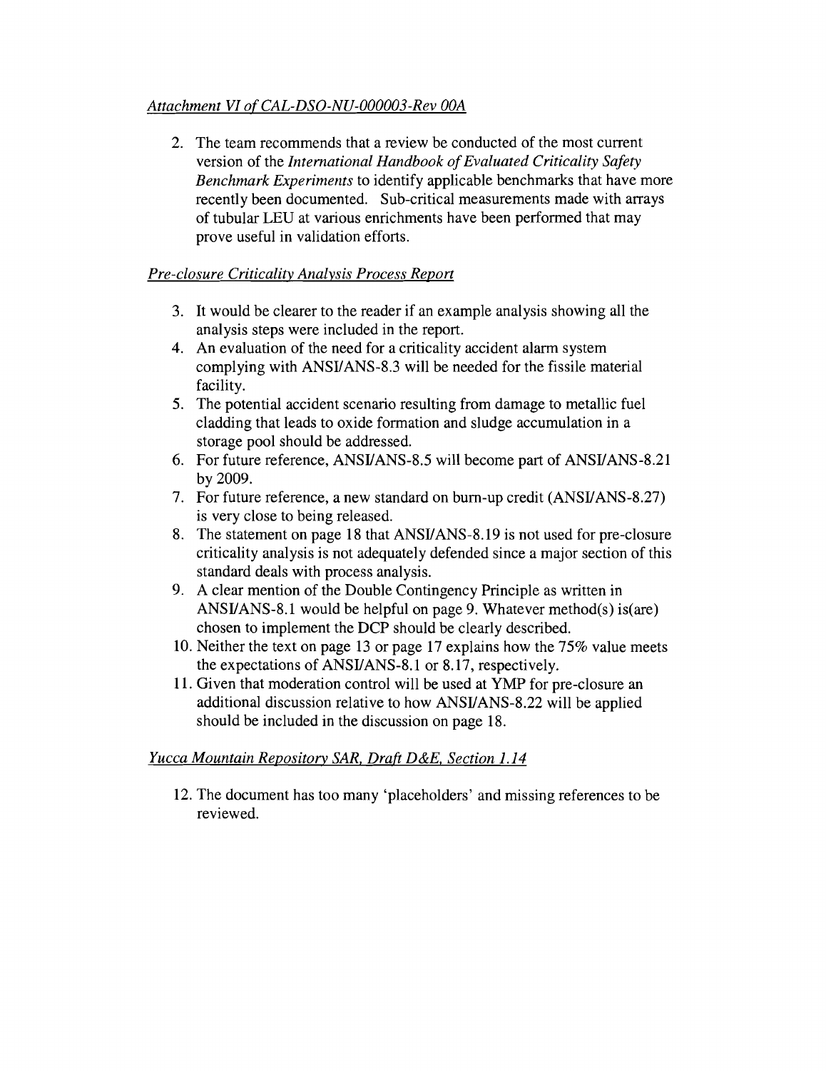*Attachment VI of CAL-DSO-NU-000003-Rev 00A*

2. The team recommends that a review be conducted of the most current version of the *International Handbook of Evaluated Criticality Safety Benchmark Experiments* to identify applicable benchmarks that have more recently been documented. Sub-critical measurements made with arrays of tubular LEU at various enrichments have been performed that may prove useful in validation efforts.

*Pre-closure Criticality Analysis Process Report*

3. It would be clearer to the reader if an example analysis showing all the analysis steps were included in the report.
4. An evaluation of the need for a criticality accident alarm system complying with ANSI/ANS-8.3 will be needed for the fissile material facility.
5. The potential accident scenario resulting from damage to metallic fuel cladding that leads to oxide formation and sludge accumulation in a storage pool should be addressed.
6. For future reference, ANSI/ANS-8.5 will become part of ANSI/ANS-8.21 by 2009.
7. For future reference, a new standard on burn-up credit (ANSI/ANS-8.27) is very close to being released.
8. The statement on page 18 that ANSI/ANS-8.19 is not used for pre-closure criticality analysis is not adequately defended since a major section of this standard deals with process analysis.
9. A clear mention of the Double Contingency Principle as written in ANSI/ANS-8.1 would be helpful on page 9. Whatever method(s) is(are) chosen to implement the DCP should be clearly described.
10. Neither the text on page 13 or page 17 explains how the 75% value meets the expectations of ANSI/ANS-8.1 or 8.17, respectively.
11. Given that moderation control will be used at YMP for pre-closure an additional discussion relative to how ANSI/ANS-8.22 will be applied should be included in the discussion on page 18.

*Yucca Mountain Repository SAR, Draft D&E, Section 1.14*

12. The document has too many 'placeholders' and missing references to be reviewed.